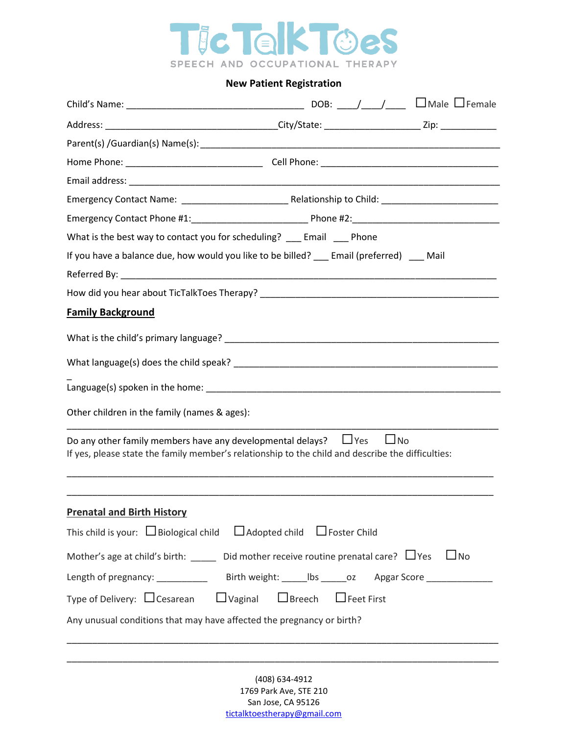# TicTalkToes

SPEECH AND OCCUPATIONAL THERAPY

**New Patient Registration**

Child's Name: ___________________________________ DOB: ____/____/____ ☐Male ☐Female

Address: __________________________________City/State: ___________________ Zip: ___________

Parent(s) /Guardian(s) Name(s):____________________________________________________________

Home Phone: __________________________ Cell Phone: __________________________________

Email address: _________________________________________________________________________

Emergency Contact Name: _____________________ Relationship to Child: ______________________

Emergency Contact Phone #1:______________________ Phone #2:_____________________________

What is the best way to contact you for scheduling? ___ Email ___ Phone

If you have a balance due, how would you like to be billed? ___ Email (preferred) ___ Mail

Referred By: ____________________________________________________________________________

How did you hear about TicTalkToes Therapy? ______________________________________________

## Family Background

What is the child's primary language? _____________________________________________________

What language(s) does the child speak? ___________________________________________________

Language(s) spoken in the home: _________________________________________________________

Other children in the family (names & ages):

_______________________________________________________________________________________

Do any other family members have any developmental delays? ☐Yes ☐No
If yes, please state the family member's relationship to the child and describe the difficulties:

_______________________________________________________________________________________

_______________________________________________________________________________________

## Prenatal and Birth History

This child is your: ☐Biological child ☐Adopted child ☐Foster Child

Mother's age at child's birth: _____ Did mother receive routine prenatal care? ☐Yes ☐No

Length of pregnancy: __________ Birth weight: _____lbs _____oz Apgar Score _____________

Type of Delivery: ☐Cesarean ☐Vaginal ☐Breech ☐Feet First

Any unusual conditions that may have affected the pregnancy or birth?

_______________________________________________________________________________________

_______________________________________________________________________________________

(408) 634-4912
1769 Park Ave, STE 210
San Jose, CA 95126
tictalktoestherapy@gmail.com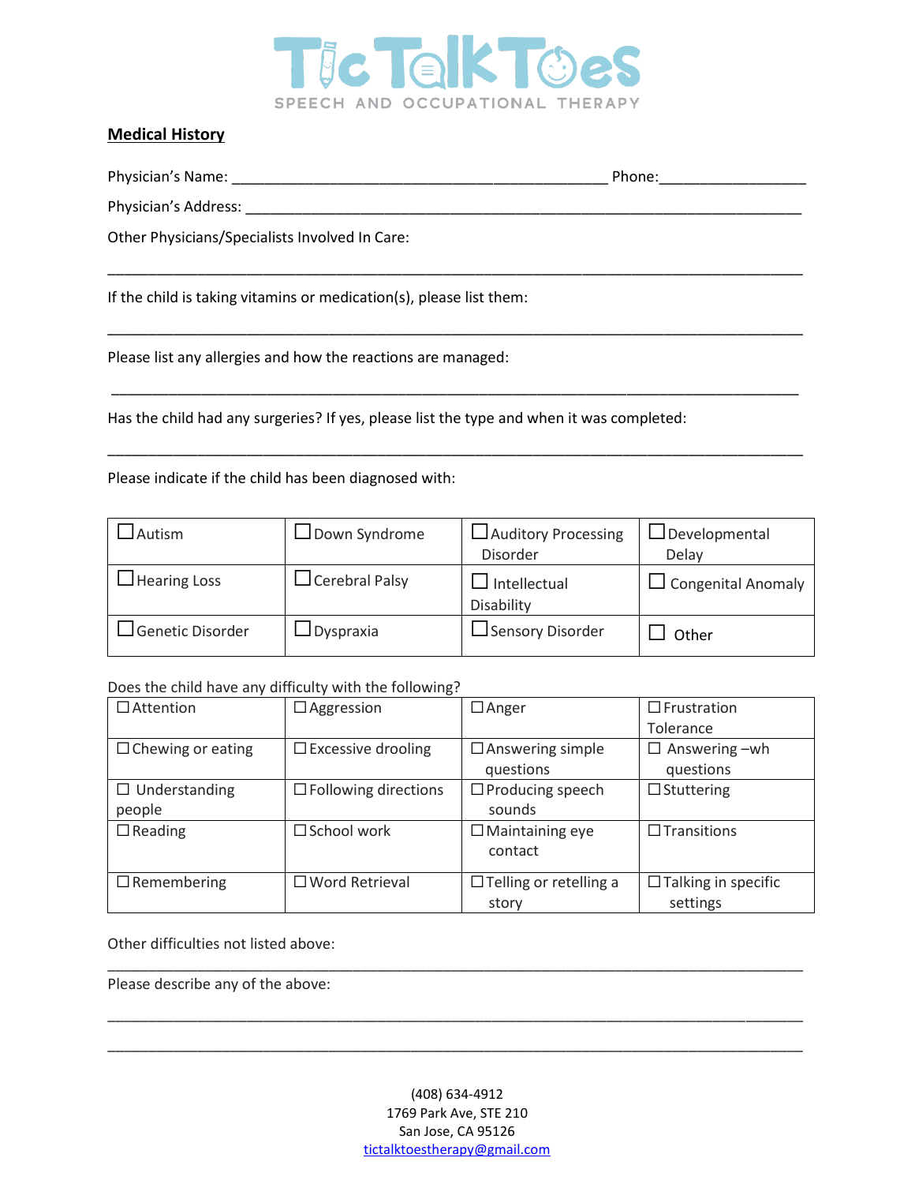TicTalkToes
SPEECH AND OCCUPATIONAL THERAPY

**Medical History**

Physician's Name: _______________________________________________ Phone:__________________

Physician's Address: ____________________________________________________________________

Other Physicians/Specialists Involved In Care:

_______________________________________________________________________________

If the child is taking vitamins or medication(s), please list them:

_______________________________________________________________________________

Please list any allergies and how the reactions are managed:

_______________________________________________________________________________

Has the child had any surgeries? If yes, please list the type and when it was completed:

_______________________________________________________________________________

Please indicate if the child has been diagnosed with:

| | | | |
|---|---|---|---|
| ☐ Autism | ☐ Down Syndrome | ☐ Auditory Processing Disorder | ☐ Developmental Delay |
| ☐ Hearing Loss | ☐ Cerebral Palsy | ☐ Intellectual Disability | ☐ Congenital Anomaly |
| ☐ Genetic Disorder | ☐ Dyspraxia | ☐ Sensory Disorder | ☐ Other |

Does the child have any difficulty with the following?

| | | | |
|---|---|---|---|
| ☐ Attention | ☐ Aggression | ☐ Anger | ☐ Frustration Tolerance |
| ☐ Chewing or eating | ☐ Excessive drooling | ☐ Answering simple questions | ☐ Answering –wh questions |
| ☐ Understanding people | ☐ Following directions | ☐ Producing speech sounds | ☐ Stuttering |
| ☐ Reading | ☐ School work | ☐ Maintaining eye contact | ☐ Transitions |
| ☐ Remembering | ☐ Word Retrieval | ☐ Telling or retelling a story | ☐ Talking in specific settings |

Other difficulties not listed above:

_______________________________________________________________________________

Please describe any of the above:

_______________________________________________________________________________

_______________________________________________________________________________

(408) 634-4912
1769 Park Ave, STE 210
San Jose, CA 95126
tictalktoestherapy@gmail.com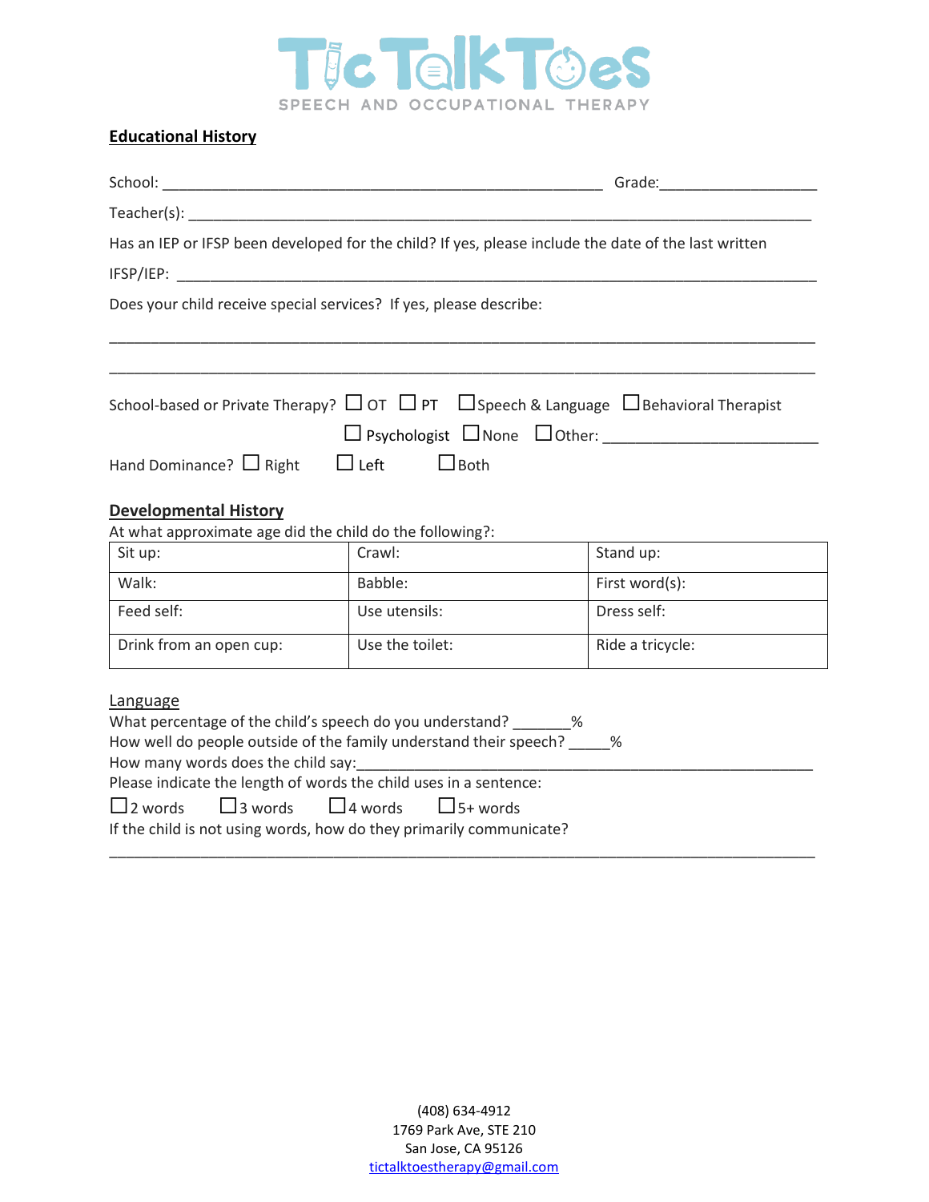TicTalkToes
SPEECH AND OCCUPATIONAL THERAPY

## Educational History

School: ______________________________________________________ Grade:____________________

Teacher(s): ______________________________________________________________________________

Has an IEP or IFSP been developed for the child? If yes, please include the date of the last written

IFSP/IEP: ________________________________________________________________________________

Does your child receive special services? If yes, please describe:

_________________________________________________________________________________________

_________________________________________________________________________________________

School-based or Private Therapy? ☐ OT ☐ PT ☐ Speech & Language ☐ Behavioral Therapist ☐ Psychologist ☐ None ☐ Other: __________________________

Hand Dominance? ☐ Right ☐ Left ☐ Both

## Developmental History

At what approximate age did the child do the following?:

| Sit up: | Crawl: | Stand up: |
|---|---|---|
| Walk: | Babble: | First word(s): |
| Feed self: | Use utensils: | Dress self: |
| Drink from an open cup: | Use the toilet: | Ride a tricycle: |

### Language

What percentage of the child's speech do you understand? _______%
How well do people outside of the family understand their speech? _____%
How many words does the child say:_______________________________________________________
Please indicate the length of words the child uses in a sentence:

☐ 2 words ☐ 3 words ☐ 4 words ☐ 5+ words

If the child is not using words, how do they primarily communicate?

_________________________________________________________________________________________

(408) 634-4912
1769 Park Ave, STE 210
San Jose, CA 95126
tictalktoestherapy@gmail.com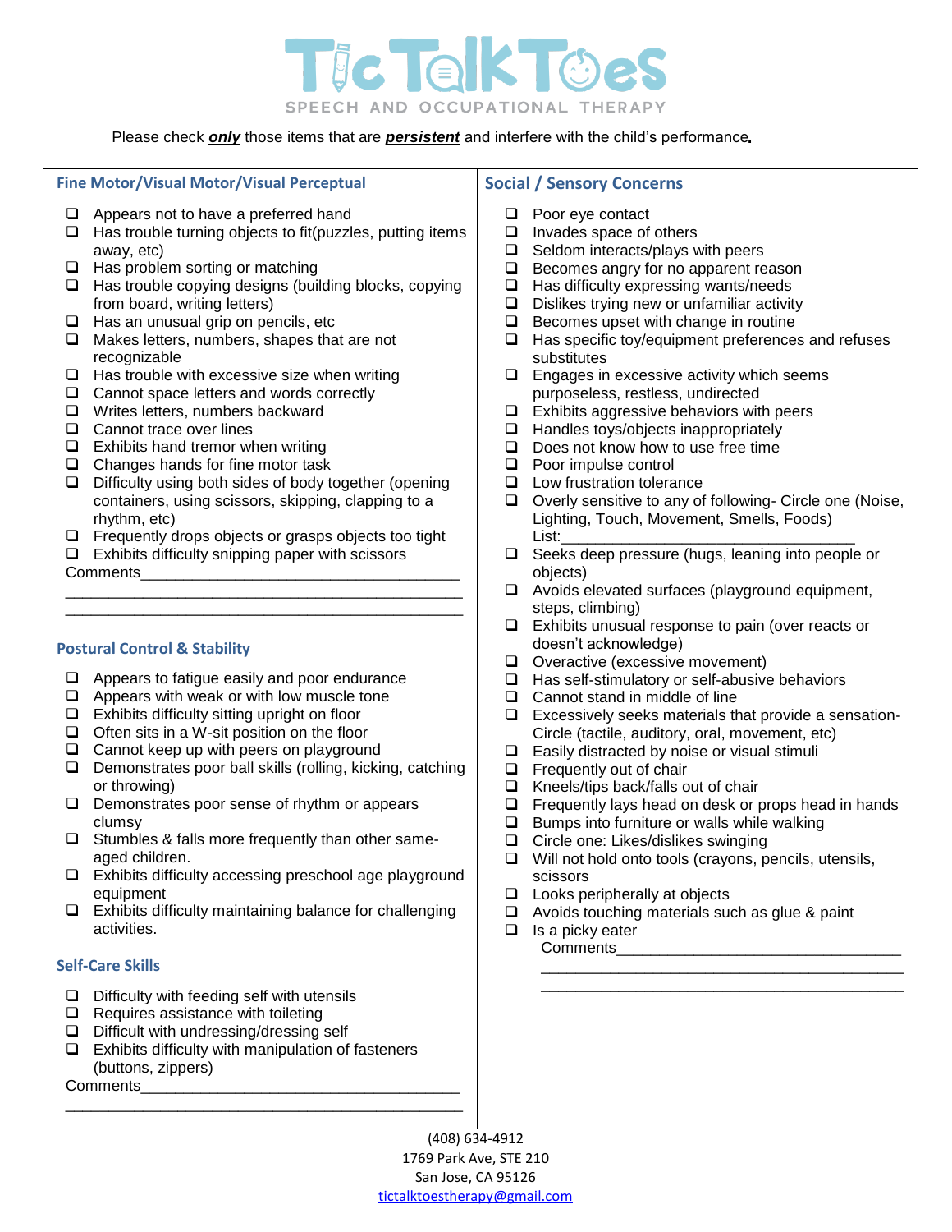TicTalkToes

SPEECH AND OCCUPATIONAL THERAPY

Please check ***only*** those items that are ***persistent*** and interfere with the child's performance.

## Fine Motor/Visual Motor/Visual Perceptual

- ❑ Appears not to have a preferred hand
- ❑ Has trouble turning objects to fit(puzzles, putting items away, etc)
- ❑ Has problem sorting or matching
- ❑ Has trouble copying designs (building blocks, copying from board, writing letters)
- ❑ Has an unusual grip on pencils, etc
- ❑ Makes letters, numbers, shapes that are not recognizable
- ❑ Has trouble with excessive size when writing
- ❑ Cannot space letters and words correctly
- ❑ Writes letters, numbers backward
- ❑ Cannot trace over lines
- ❑ Exhibits hand tremor when writing
- ❑ Changes hands for fine motor task
- ❑ Difficulty using both sides of body together (opening containers, using scissors, skipping, clapping to a rhythm, etc)
- ❑ Frequently drops objects or grasps objects too tight
- ❑ Exhibits difficulty snipping paper with scissors

Comments_______________________________________
_______________________________________________
_______________________________________________

## Postural Control & Stability

- ❑ Appears to fatigue easily and poor endurance
- ❑ Appears with weak or with low muscle tone
- ❑ Exhibits difficulty sitting upright on floor
- ❑ Often sits in a W-sit position on the floor
- ❑ Cannot keep up with peers on playground
- ❑ Demonstrates poor ball skills (rolling, kicking, catching or throwing)
- ❑ Demonstrates poor sense of rhythm or appears clumsy
- ❑ Stumbles & falls more frequently than other same-aged children.
- ❑ Exhibits difficulty accessing preschool age playground equipment
- ❑ Exhibits difficulty maintaining balance for challenging activities.

## Self-Care Skills

- ❑ Difficulty with feeding self with utensils
- ❑ Requires assistance with toileting
- ❑ Difficult with undressing/dressing self
- ❑ Exhibits difficulty with manipulation of fasteners (buttons, zippers)

Comments_______________________________________
_______________________________________________

## Social / Sensory Concerns

- ❑ Poor eye contact
- ❑ Invades space of others
- ❑ Seldom interacts/plays with peers
- ❑ Becomes angry for no apparent reason
- ❑ Has difficulty expressing wants/needs
- ❑ Dislikes trying new or unfamiliar activity
- ❑ Becomes upset with change in routine
- ❑ Has specific toy/equipment preferences and refuses substitutes
- ❑ Engages in excessive activity which seems purposeless, restless, undirected
- ❑ Exhibits aggressive behaviors with peers
- ❑ Handles toys/objects inappropriately
- ❑ Does not know how to use free time
- ❑ Poor impulse control
- ❑ Low frustration tolerance
- ❑ Overly sensitive to any of following- Circle one (Noise, Lighting, Touch, Movement, Smells, Foods) List:________________________________
- ❑ Seeks deep pressure (hugs, leaning into people or objects)
- ❑ Avoids elevated surfaces (playground equipment, steps, climbing)
- ❑ Exhibits unusual response to pain (over reacts or doesn't acknowledge)
- ❑ Overactive (excessive movement)
- ❑ Has self-stimulatory or self-abusive behaviors
- ❑ Cannot stand in middle of line
- ❑ Excessively seeks materials that provide a sensation-Circle (tactile, auditory, oral, movement, etc)
- ❑ Easily distracted by noise or visual stimuli
- ❑ Frequently out of chair
- ❑ Kneels/tips back/falls out of chair
- ❑ Frequently lays head on desk or props head in hands
- ❑ Bumps into furniture or walls while walking
- ❑ Circle one: Likes/dislikes swinging
- ❑ Will not hold onto tools (crayons, pencils, utensils, scissors
- ❑ Looks peripherally at objects
- ❑ Avoids touching materials such as glue & paint
- ❑ Is a picky eater

Comments________________________________
________________________________________
________________________________________

(408) 634-4912
1769 Park Ave, STE 210
San Jose, CA 95126
tictalktoestherapy@gmail.com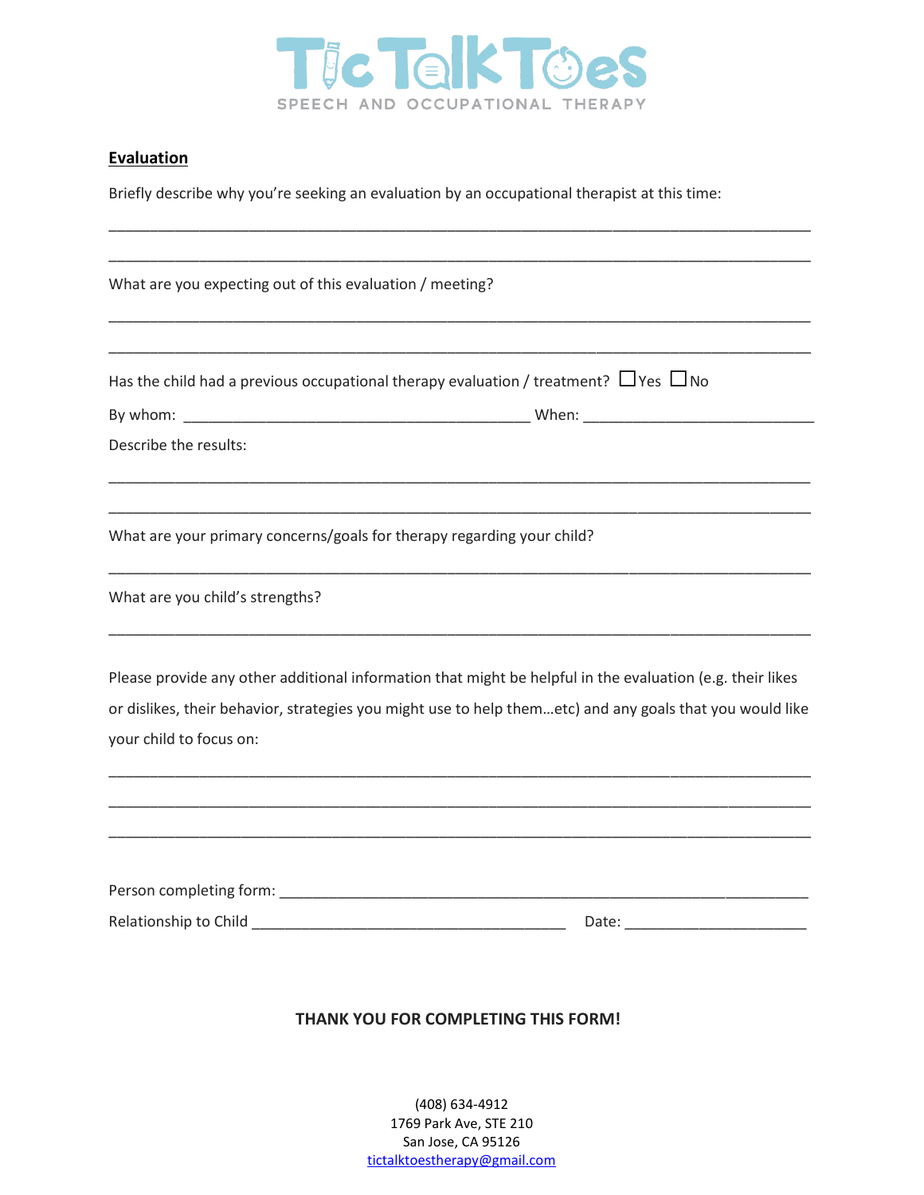Tic Talk Toes

SPEECH AND OCCUPATIONAL THERAPY

## Evaluation

Briefly describe why you're seeking an evaluation by an occupational therapist at this time:

_______________________________________________________________________________

_______________________________________________________________________________

What are you expecting out of this evaluation / meeting?

_______________________________________________________________________________

_______________________________________________________________________________

Has the child had a previous occupational therapy evaluation / treatment? ☐ Yes ☐ No

By whom: _________________________________________ When: ____________________________

Describe the results:

_______________________________________________________________________________

_______________________________________________________________________________

What are your primary concerns/goals for therapy regarding your child?

_______________________________________________________________________________

What are you child's strengths?

_______________________________________________________________________________

Please provide any other additional information that might be helpful in the evaluation (e.g. their likes or dislikes, their behavior, strategies you might use to help them…etc) and any goals that you would like your child to focus on:

_______________________________________________________________________________

_______________________________________________________________________________

_______________________________________________________________________________

Person completing form: _______________________________________________________________

Relationship to Child _____________________________________ Date: ______________________

**THANK YOU FOR COMPLETING THIS FORM!**

(408) 634-4912
1769 Park Ave, STE 210
San Jose, CA 95126
tictalktoestherapy@gmail.com